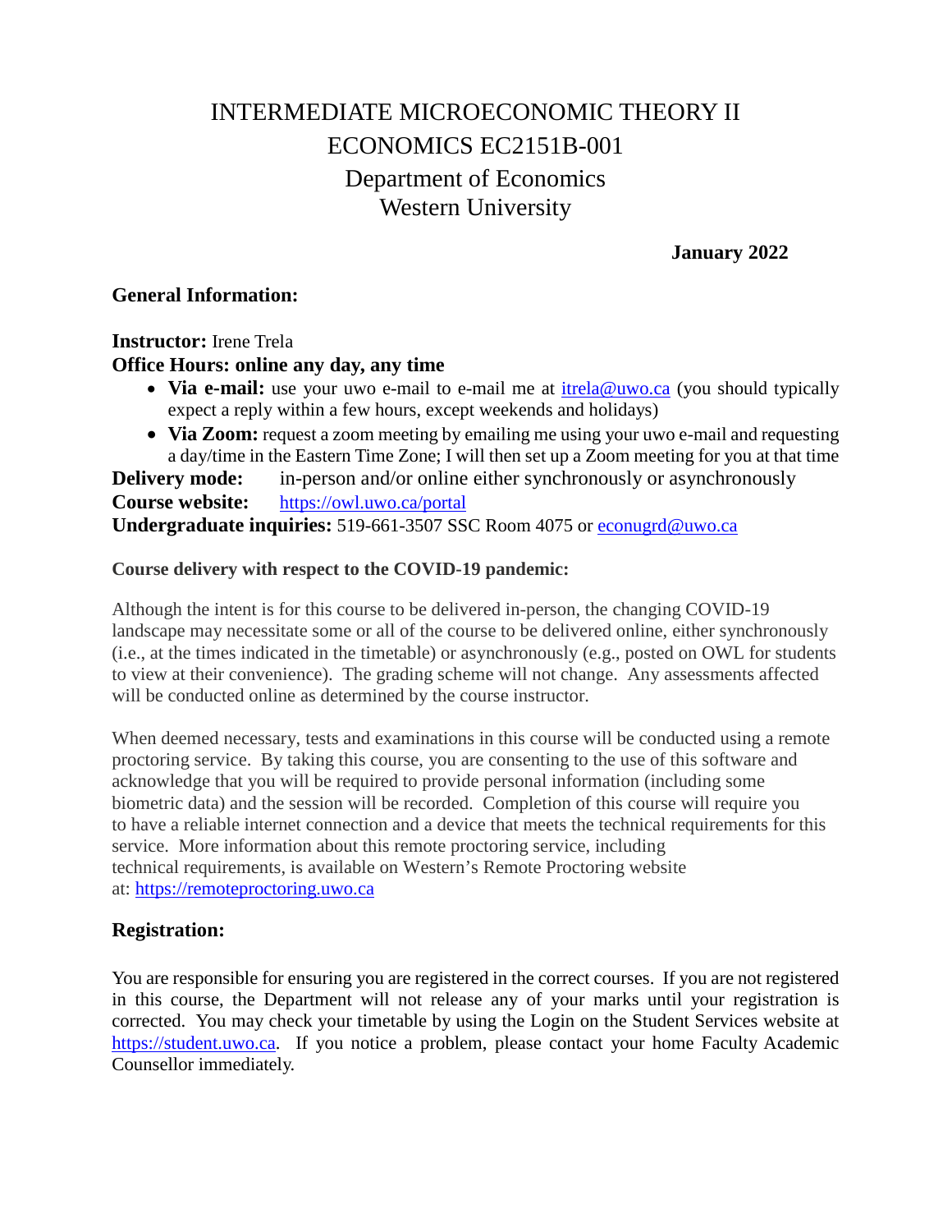# INTERMEDIATE MICROECONOMIC THEORY II
# ECONOMICS EC2151B-001
## Department of Economics
## Western University

**January 2022**

### General Information:

**Instructor:** Irene Trela

**Office Hours: online any day, any time**

- **Via e-mail:** use your uwo e-mail to e-mail me at itrela@uwo.ca (you should typically expect a reply within a few hours, except weekends and holidays)
- **Via Zoom:** request a zoom meeting by emailing me using your uwo e-mail and requesting a day/time in the Eastern Time Zone; I will then set up a Zoom meeting for you at that time

**Delivery mode:** in-person and/or online either synchronously or asynchronously

**Course website:** https://owl.uwo.ca/portal

**Undergraduate inquiries:** 519-661-3507 SSC Room 4075 or econugrd@uwo.ca

**Course delivery with respect to the COVID-19 pandemic:**

Although the intent is for this course to be delivered in-person, the changing COVID-19 landscape may necessitate some or all of the course to be delivered online, either synchronously (i.e., at the times indicated in the timetable) or asynchronously (e.g., posted on OWL for students to view at their convenience). The grading scheme will not change. Any assessments affected will be conducted online as determined by the course instructor.

When deemed necessary, tests and examinations in this course will be conducted using a remote proctoring service. By taking this course, you are consenting to the use of this software and acknowledge that you will be required to provide personal information (including some biometric data) and the session will be recorded. Completion of this course will require you to have a reliable internet connection and a device that meets the technical requirements for this service. More information about this remote proctoring service, including technical requirements, is available on Western's Remote Proctoring website at: https://remoteproctoring.uwo.ca

### Registration:

You are responsible for ensuring you are registered in the correct courses. If you are not registered in this course, the Department will not release any of your marks until your registration is corrected. You may check your timetable by using the Login on the Student Services website at https://student.uwo.ca. If you notice a problem, please contact your home Faculty Academic Counsellor immediately.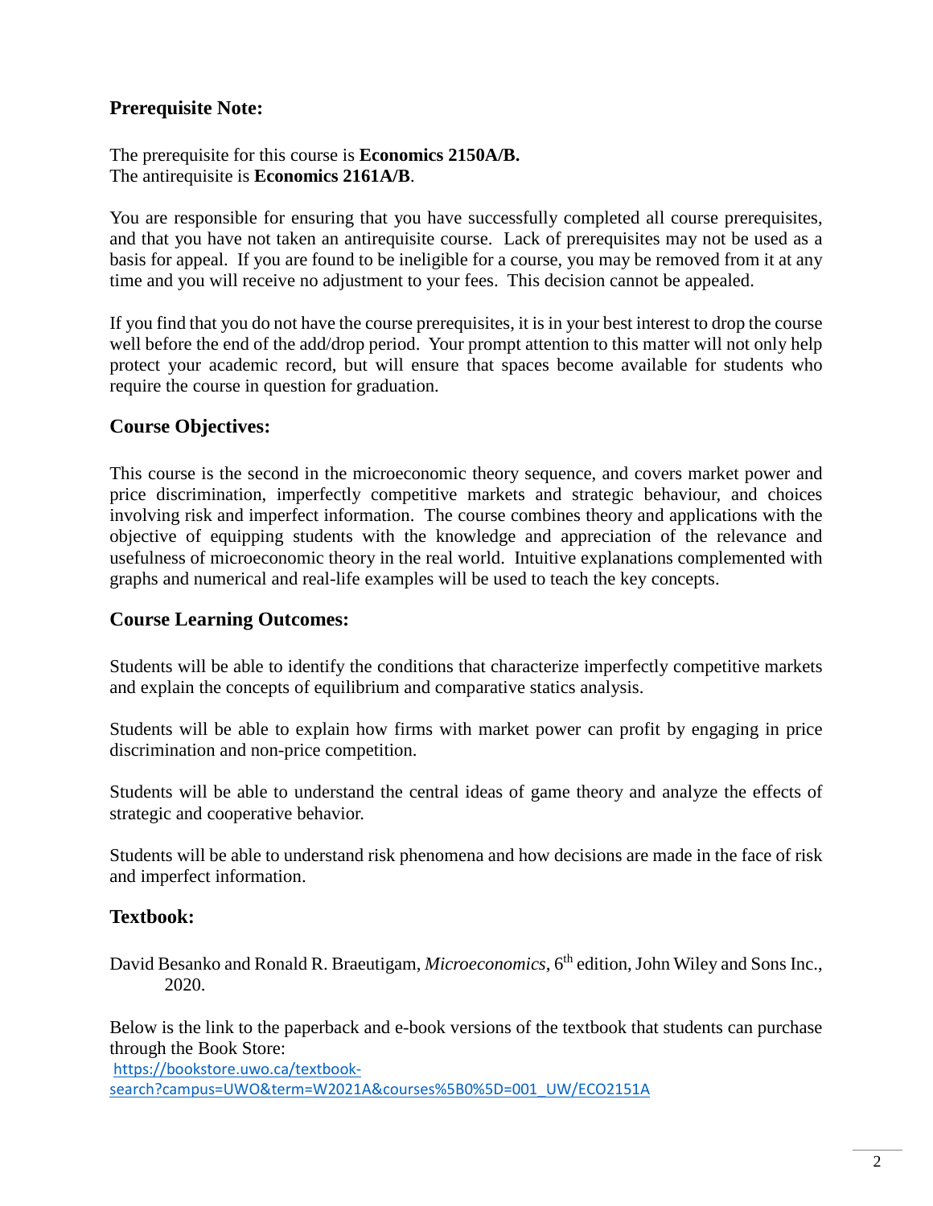## Prerequisite Note:

The prerequisite for this course is **Economics 2150A/B.**
The antirequisite is **Economics 2161A/B**.

You are responsible for ensuring that you have successfully completed all course prerequisites, and that you have not taken an antirequisite course. Lack of prerequisites may not be used as a basis for appeal. If you are found to be ineligible for a course, you may be removed from it at any time and you will receive no adjustment to your fees. This decision cannot be appealed.

If you find that you do not have the course prerequisites, it is in your best interest to drop the course well before the end of the add/drop period. Your prompt attention to this matter will not only help protect your academic record, but will ensure that spaces become available for students who require the course in question for graduation.

## Course Objectives:

This course is the second in the microeconomic theory sequence, and covers market power and price discrimination, imperfectly competitive markets and strategic behaviour, and choices involving risk and imperfect information. The course combines theory and applications with the objective of equipping students with the knowledge and appreciation of the relevance and usefulness of microeconomic theory in the real world. Intuitive explanations complemented with graphs and numerical and real-life examples will be used to teach the key concepts.

## Course Learning Outcomes:

Students will be able to identify the conditions that characterize imperfectly competitive markets and explain the concepts of equilibrium and comparative statics analysis.

Students will be able to explain how firms with market power can profit by engaging in price discrimination and non-price competition.

Students will be able to understand the central ideas of game theory and analyze the effects of strategic and cooperative behavior.

Students will be able to understand risk phenomena and how decisions are made in the face of risk and imperfect information.

## Textbook:

David Besanko and Ronald R. Braeutigam, *Microeconomics*, 6th edition, John Wiley and Sons Inc., 2020.

Below is the link to the paperback and e-book versions of the textbook that students can purchase through the Book Store:
https://bookstore.uwo.ca/textbook-search?campus=UWO&term=W2021A&courses%5B0%5D=001_UW/ECO2151A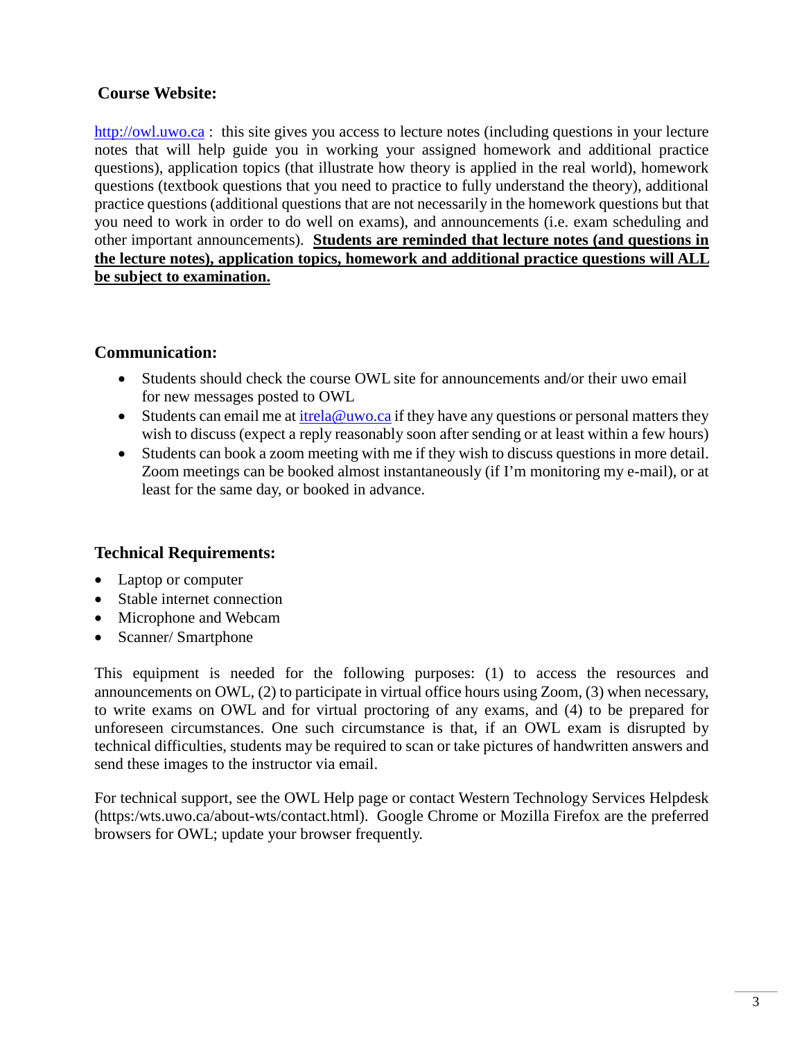## Course Website:

[http://owl.uwo.ca](http://owl.uwo.ca) : this site gives you access to lecture notes (including questions in your lecture notes that will help guide you in working your assigned homework and additional practice questions), application topics (that illustrate how theory is applied in the real world), homework questions (textbook questions that you need to practice to fully understand the theory), additional practice questions (additional questions that are not necessarily in the homework questions but that you need to work in order to do well on exams), and announcements (i.e. exam scheduling and other important announcements). **Students are reminded that lecture notes (and questions in the lecture notes), application topics, homework and additional practice questions will ALL be subject to examination.**

## Communication:

- Students should check the course OWL site for announcements and/or their uwo email for new messages posted to OWL
- Students can email me at [itrela@uwo.ca](mailto:itrela@uwo.ca) if they have any questions or personal matters they wish to discuss (expect a reply reasonably soon after sending or at least within a few hours)
- Students can book a zoom meeting with me if they wish to discuss questions in more detail. Zoom meetings can be booked almost instantaneously (if I'm monitoring my e-mail), or at least for the same day, or booked in advance.

## Technical Requirements:

- Laptop or computer
- Stable internet connection
- Microphone and Webcam
- Scanner/ Smartphone

This equipment is needed for the following purposes: (1) to access the resources and announcements on OWL, (2) to participate in virtual office hours using Zoom, (3) when necessary, to write exams on OWL and for virtual proctoring of any exams, and (4) to be prepared for unforeseen circumstances. One such circumstance is that, if an OWL exam is disrupted by technical difficulties, students may be required to scan or take pictures of handwritten answers and send these images to the instructor via email.

For technical support, see the OWL Help page or contact Western Technology Services Helpdesk (https:/wts.uwo.ca/about-wts/contact.html). Google Chrome or Mozilla Firefox are the preferred browsers for OWL; update your browser frequently.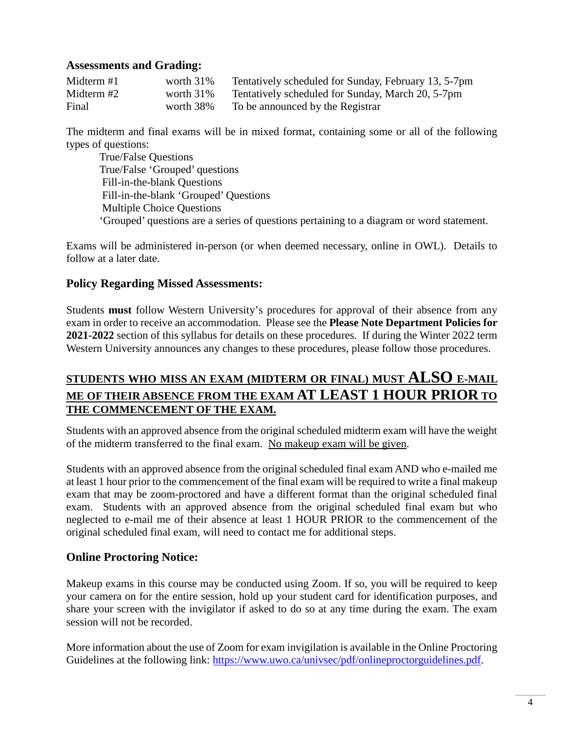### Assessments and Grading:

| | | |
|---|---|---|
| Midterm #1 | worth 31% | Tentatively scheduled for Sunday, February 13, 5-7pm |
| Midterm #2 | worth 31% | Tentatively scheduled for Sunday, March 20, 5-7pm |
| Final | worth 38% | To be announced by the Registrar |

The midterm and final exams will be in mixed format, containing some or all of the following types of questions:

- True/False Questions
- True/False 'Grouped' questions
- Fill-in-the-blank Questions
- Fill-in-the-blank 'Grouped' Questions
- Multiple Choice Questions

'Grouped' questions are a series of questions pertaining to a diagram or word statement.

Exams will be administered in-person (or when deemed necessary, online in OWL). Details to follow at a later date.

### Policy Regarding Missed Assessments:

Students **must** follow Western University's procedures for approval of their absence from any exam in order to receive an accommodation. Please see the **Please Note Department Policies for 2021-2022** section of this syllabus for details on these procedures. If during the Winter 2022 term Western University announces any changes to these procedures, please follow those procedures.

**STUDENTS WHO MISS AN EXAM (MIDTERM OR FINAL) MUST ALSO E-MAIL ME OF THEIR ABSENCE FROM THE EXAM AT LEAST 1 HOUR PRIOR TO THE COMMENCEMENT OF THE EXAM.**

Students with an approved absence from the original scheduled midterm exam will have the weight of the midterm transferred to the final exam. No makeup exam will be given.

Students with an approved absence from the original scheduled final exam AND who e-mailed me at least 1 hour prior to the commencement of the final exam will be required to write a final makeup exam that may be zoom-proctored and have a different format than the original scheduled final exam. Students with an approved absence from the original scheduled final exam but who neglected to e-mail me of their absence at least 1 HOUR PRIOR to the commencement of the original scheduled final exam, will need to contact me for additional steps.

### Online Proctoring Notice:

Makeup exams in this course may be conducted using Zoom. If so, you will be required to keep your camera on for the entire session, hold up your student card for identification purposes, and share your screen with the invigilator if asked to do so at any time during the exam. The exam session will not be recorded.

More information about the use of Zoom for exam invigilation is available in the Online Proctoring Guidelines at the following link: https://www.uwo.ca/univsec/pdf/onlineproctorguidelines.pdf.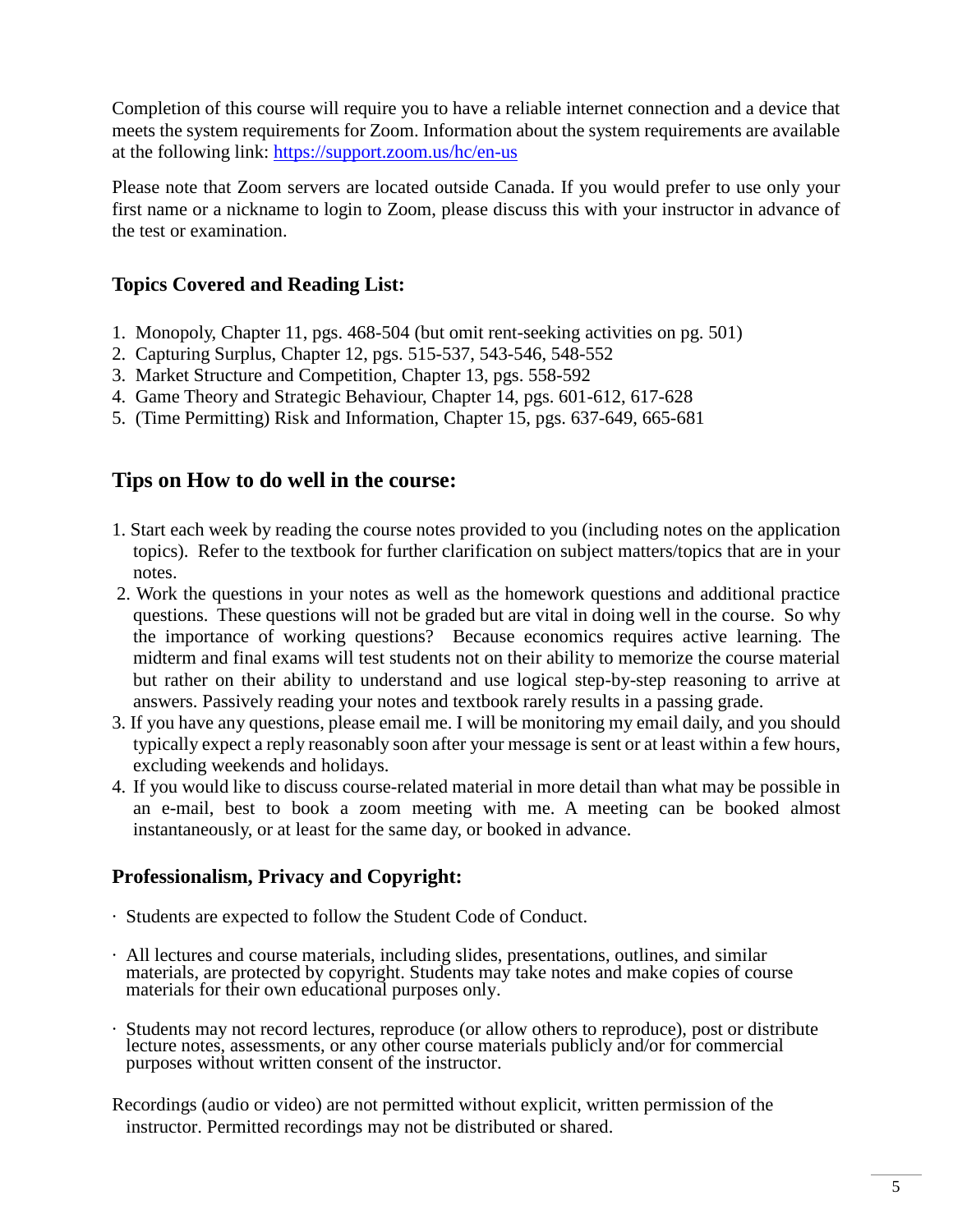Completion of this course will require you to have a reliable internet connection and a device that meets the system requirements for Zoom. Information about the system requirements are available at the following link: [https://support.zoom.us/hc/en-us](https://support.zoom.us/hc/en-us)

Please note that Zoom servers are located outside Canada. If you would prefer to use only your first name or a nickname to login to Zoom, please discuss this with your instructor in advance of the test or examination.

### Topics Covered and Reading List:

1. Monopoly, Chapter 11, pgs. 468-504 (but omit rent-seeking activities on pg. 501)
2. Capturing Surplus, Chapter 12, pgs. 515-537, 543-546, 548-552
3. Market Structure and Competition, Chapter 13, pgs. 558-592
4. Game Theory and Strategic Behaviour, Chapter 14, pgs. 601-612, 617-628
5. (Time Permitting) Risk and Information, Chapter 15, pgs. 637-649, 665-681

## Tips on How to do well in the course:

1. Start each week by reading the course notes provided to you (including notes on the application topics). Refer to the textbook for further clarification on subject matters/topics that are in your notes.
2. Work the questions in your notes as well as the homework questions and additional practice questions. These questions will not be graded but are vital in doing well in the course. So why the importance of working questions? Because economics requires active learning. The midterm and final exams will test students not on their ability to memorize the course material but rather on their ability to understand and use logical step-by-step reasoning to arrive at answers. Passively reading your notes and textbook rarely results in a passing grade.
3. If you have any questions, please email me. I will be monitoring my email daily, and you should typically expect a reply reasonably soon after your message is sent or at least within a few hours, excluding weekends and holidays.
4. If you would like to discuss course-related material in more detail than what may be possible in an e-mail, best to book a zoom meeting with me. A meeting can be booked almost instantaneously, or at least for the same day, or booked in advance.

### Professionalism, Privacy and Copyright:

- Students are expected to follow the Student Code of Conduct.
- All lectures and course materials, including slides, presentations, outlines, and similar materials, are protected by copyright. Students may take notes and make copies of course materials for their own educational purposes only.
- Students may not record lectures, reproduce (or allow others to reproduce), post or distribute lecture notes, assessments, or any other course materials publicly and/or for commercial purposes without written consent of the instructor.

Recordings (audio or video) are not permitted without explicit, written permission of the instructor. Permitted recordings may not be distributed or shared.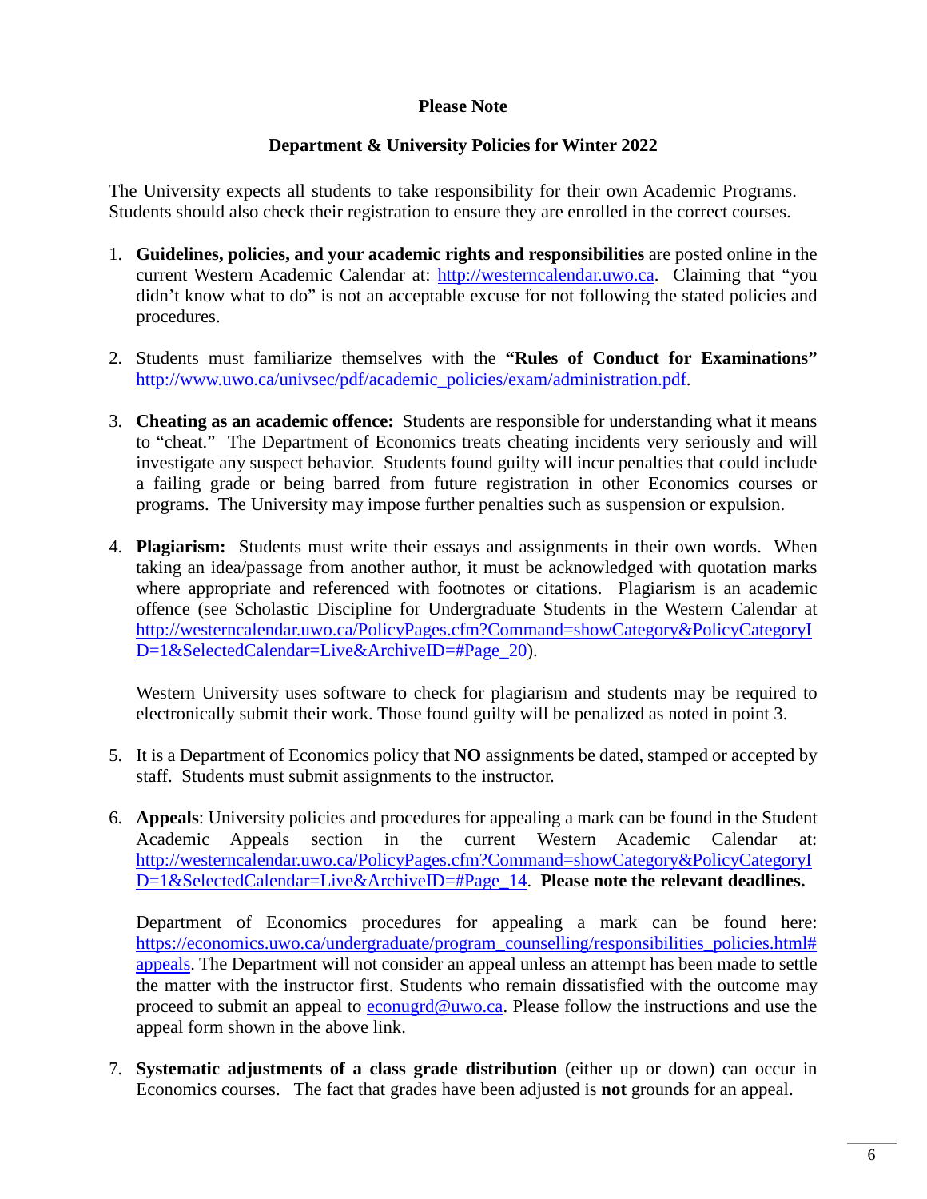**Please Note**

**Department & University Policies for Winter 2022**

The University expects all students to take responsibility for their own Academic Programs. Students should also check their registration to ensure they are enrolled in the correct courses.

1. **Guidelines, policies, and your academic rights and responsibilities** are posted online in the current Western Academic Calendar at: http://westerncalendar.uwo.ca. Claiming that "you didn't know what to do" is not an acceptable excuse for not following the stated policies and procedures.

2. Students must familiarize themselves with the **"Rules of Conduct for Examinations"** http://www.uwo.ca/univsec/pdf/academic_policies/exam/administration.pdf.

3. **Cheating as an academic offence:** Students are responsible for understanding what it means to "cheat." The Department of Economics treats cheating incidents very seriously and will investigate any suspect behavior. Students found guilty will incur penalties that could include a failing grade or being barred from future registration in other Economics courses or programs. The University may impose further penalties such as suspension or expulsion.

4. **Plagiarism:** Students must write their essays and assignments in their own words. When taking an idea/passage from another author, it must be acknowledged with quotation marks where appropriate and referenced with footnotes or citations. Plagiarism is an academic offence (see Scholastic Discipline for Undergraduate Students in the Western Calendar at http://westerncalendar.uwo.ca/PolicyPages.cfm?Command=showCategory&PolicyCategoryID=1&SelectedCalendar=Live&ArchiveID=#Page_20).

   Western University uses software to check for plagiarism and students may be required to electronically submit their work. Those found guilty will be penalized as noted in point 3.

5. It is a Department of Economics policy that **NO** assignments be dated, stamped or accepted by staff. Students must submit assignments to the instructor.

6. **Appeals**: University policies and procedures for appealing a mark can be found in the Student Academic Appeals section in the current Western Academic Calendar at: http://westerncalendar.uwo.ca/PolicyPages.cfm?Command=showCategory&PolicyCategoryID=1&SelectedCalendar=Live&ArchiveID=#Page_14. **Please note the relevant deadlines.**

   Department of Economics procedures for appealing a mark can be found here: https://economics.uwo.ca/undergraduate/program_counselling/responsibilities_policies.html#appeals. The Department will not consider an appeal unless an attempt has been made to settle the matter with the instructor first. Students who remain dissatisfied with the outcome may proceed to submit an appeal to econugrd@uwo.ca. Please follow the instructions and use the appeal form shown in the above link.

7. **Systematic adjustments of a class grade distribution** (either up or down) can occur in Economics courses. The fact that grades have been adjusted is **not** grounds for an appeal.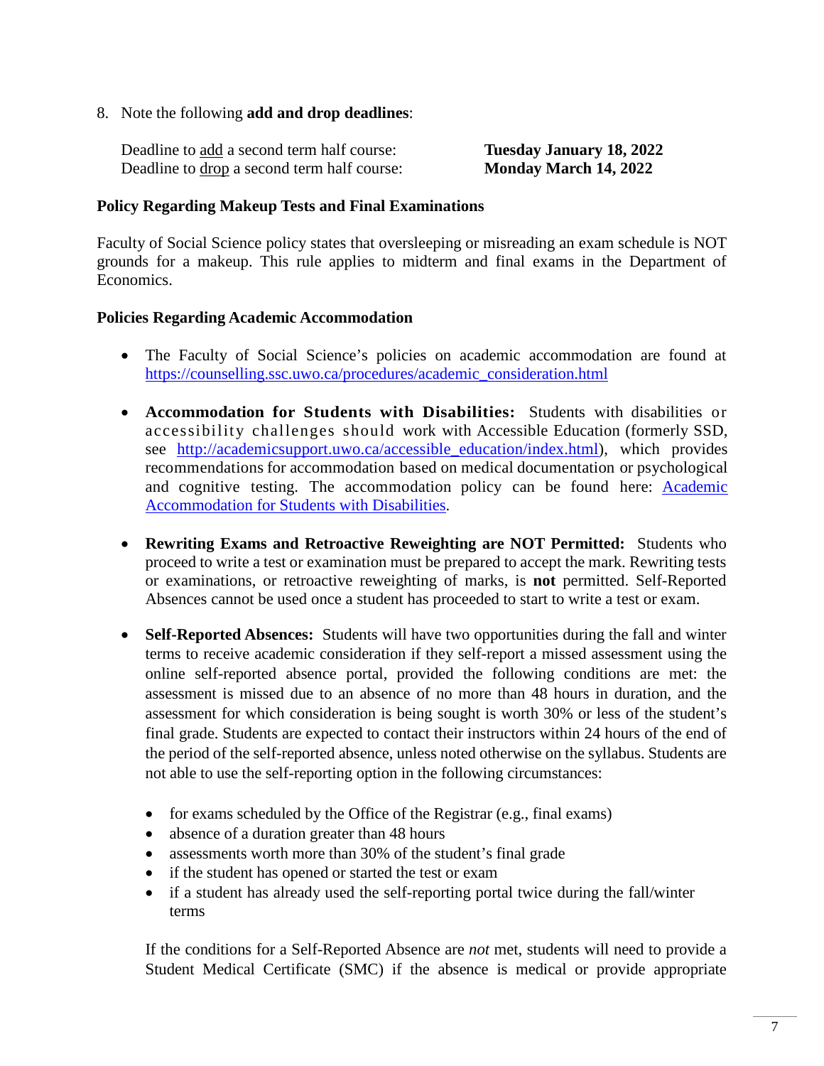8. Note the following **add and drop deadlines**:

   Deadline to add a second term half course: **Tuesday January 18, 2022**
   Deadline to drop a second term half course: **Monday March 14, 2022**

**Policy Regarding Makeup Tests and Final Examinations**

Faculty of Social Science policy states that oversleeping or misreading an exam schedule is NOT grounds for a makeup. This rule applies to midterm and final exams in the Department of Economics.

**Policies Regarding Academic Accommodation**

- The Faculty of Social Science's policies on academic accommodation are found at [https://counselling.ssc.uwo.ca/procedures/academic_consideration.html](https://counselling.ssc.uwo.ca/procedures/academic_consideration.html)

- **Accommodation for Students with Disabilities:** Students with disabilities or accessibility challenges should work with Accessible Education (formerly SSD, see [http://academicsupport.uwo.ca/accessible_education/index.html](http://academicsupport.uwo.ca/accessible_education/index.html)), which provides recommendations for accommodation based on medical documentation or psychological and cognitive testing. The accommodation policy can be found here: Academic Accommodation for Students with Disabilities.

- **Rewriting Exams and Retroactive Reweighting are NOT Permitted:** Students who proceed to write a test or examination must be prepared to accept the mark. Rewriting tests or examinations, or retroactive reweighting of marks, is **not** permitted. Self-Reported Absences cannot be used once a student has proceeded to start to write a test or exam.

- **Self-Reported Absences:** Students will have two opportunities during the fall and winter terms to receive academic consideration if they self-report a missed assessment using the online self-reported absence portal, provided the following conditions are met: the assessment is missed due to an absence of no more than 48 hours in duration, and the assessment for which consideration is being sought is worth 30% or less of the student's final grade. Students are expected to contact their instructors within 24 hours of the end of the period of the self-reported absence, unless noted otherwise on the syllabus. Students are not able to use the self-reporting option in the following circumstances:

  - for exams scheduled by the Office of the Registrar (e.g., final exams)
  - absence of a duration greater than 48 hours
  - assessments worth more than 30% of the student's final grade
  - if the student has opened or started the test or exam
  - if a student has already used the self-reporting portal twice during the fall/winter terms

  If the conditions for a Self-Reported Absence are *not* met, students will need to provide a Student Medical Certificate (SMC) if the absence is medical or provide appropriate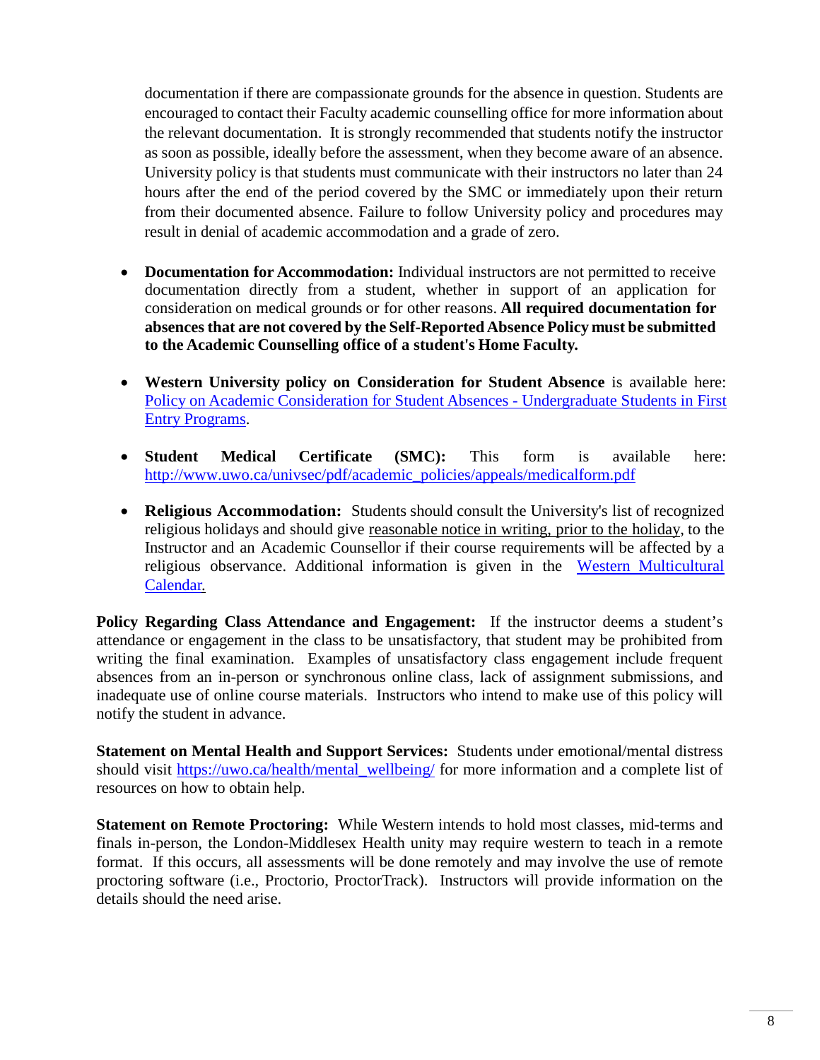documentation if there are compassionate grounds for the absence in question. Students are encouraged to contact their Faculty academic counselling office for more information about the relevant documentation. It is strongly recommended that students notify the instructor as soon as possible, ideally before the assessment, when they become aware of an absence. University policy is that students must communicate with their instructors no later than 24 hours after the end of the period covered by the SMC or immediately upon their return from their documented absence. Failure to follow University policy and procedures may result in denial of academic accommodation and a grade of zero.

- **Documentation for Accommodation:** Individual instructors are not permitted to receive documentation directly from a student, whether in support of an application for consideration on medical grounds or for other reasons. **All required documentation for absences that are not covered by the Self-Reported Absence Policy must be submitted to the Academic Counselling office of a student's Home Faculty.**

- **Western University policy on Consideration for Student Absence** is available here: [Policy on Academic Consideration for Student Absences - Undergraduate Students in First Entry Programs](#).

- **Student Medical Certificate (SMC):** This form is available here: [http://www.uwo.ca/univsec/pdf/academic_policies/appeals/medicalform.pdf](http://www.uwo.ca/univsec/pdf/academic_policies/appeals/medicalform.pdf)

- **Religious Accommodation:** Students should consult the University's list of recognized religious holidays and should give reasonable notice in writing, prior to the holiday, to the Instructor and an Academic Counsellor if their course requirements will be affected by a religious observance. Additional information is given in the [Western Multicultural Calendar.](#)

**Policy Regarding Class Attendance and Engagement:** If the instructor deems a student's attendance or engagement in the class to be unsatisfactory, that student may be prohibited from writing the final examination. Examples of unsatisfactory class engagement include frequent absences from an in-person or synchronous online class, lack of assignment submissions, and inadequate use of online course materials. Instructors who intend to make use of this policy will notify the student in advance.

**Statement on Mental Health and Support Services:** Students under emotional/mental distress should visit [https://uwo.ca/health/mental_wellbeing/](https://uwo.ca/health/mental_wellbeing/) for more information and a complete list of resources on how to obtain help.

**Statement on Remote Proctoring:** While Western intends to hold most classes, mid-terms and finals in-person, the London-Middlesex Health unity may require western to teach in a remote format. If this occurs, all assessments will be done remotely and may involve the use of remote proctoring software (i.e., Proctorio, ProctorTrack). Instructors will provide information on the details should the need arise.